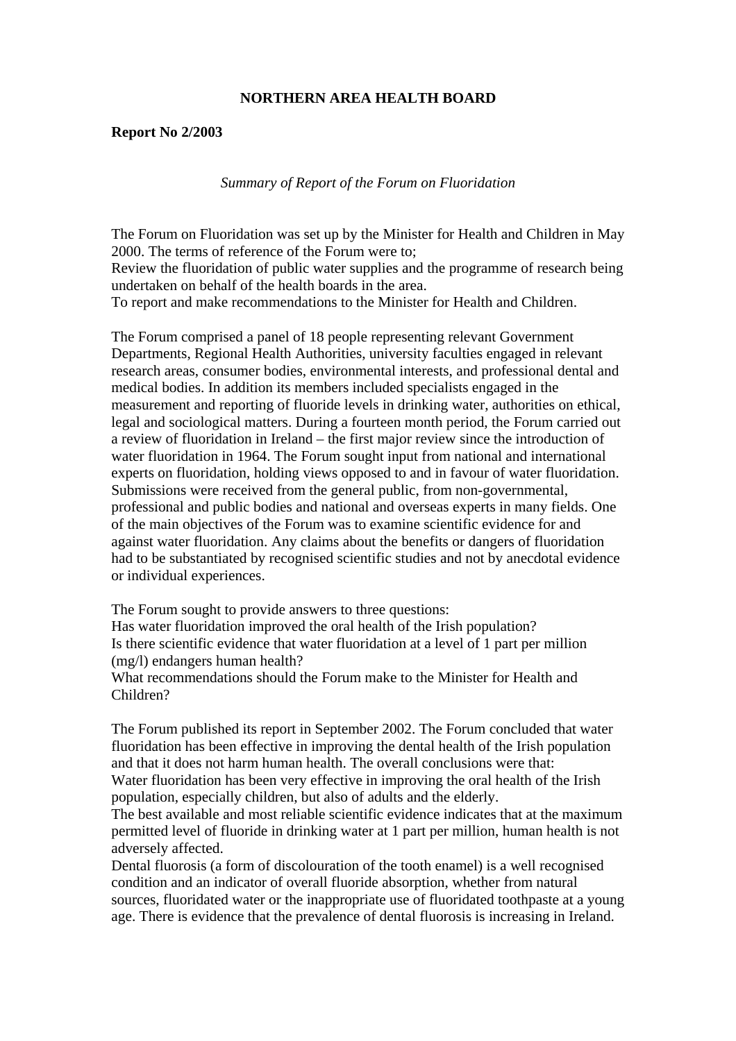**NORTHERN AREA HEALTH BOARD**

**Report No 2/2003**

*Summary of Report of the Forum on Fluoridation*

The Forum on Fluoridation was set up by the Minister for Health and Children in May 2000. The terms of reference of the Forum were to;

Review the fluoridation of public water supplies and the programme of research being undertaken on behalf of the health boards in the area.

To report and make recommendations to the Minister for Health and Children.

The Forum comprised a panel of 18 people representing relevant Government Departments, Regional Health Authorities, university faculties engaged in relevant research areas, consumer bodies, environmental interests, and professional dental and medical bodies. In addition its members included specialists engaged in the measurement and reporting of fluoride levels in drinking water, authorities on ethical, legal and sociological matters. During a fourteen month period, the Forum carried out a review of fluoridation in Ireland – the first major review since the introduction of water fluoridation in 1964. The Forum sought input from national and international experts on fluoridation, holding views opposed to and in favour of water fluoridation. Submissions were received from the general public, from non-governmental, professional and public bodies and national and overseas experts in many fields. One of the main objectives of the Forum was to examine scientific evidence for and against water fluoridation. Any claims about the benefits or dangers of fluoridation had to be substantiated by recognised scientific studies and not by anecdotal evidence or individual experiences.

The Forum sought to provide answers to three questions:

Has water fluoridation improved the oral health of the Irish population?

Is there scientific evidence that water fluoridation at a level of 1 part per million (mg/l) endangers human health?

What recommendations should the Forum make to the Minister for Health and Children?

The Forum published its report in September 2002. The Forum concluded that water fluoridation has been effective in improving the dental health of the Irish population and that it does not harm human health. The overall conclusions were that:

Water fluoridation has been very effective in improving the oral health of the Irish population, especially children, but also of adults and the elderly.

The best available and most reliable scientific evidence indicates that at the maximum permitted level of fluoride in drinking water at 1 part per million, human health is not adversely affected.

Dental fluorosis (a form of discolouration of the tooth enamel) is a well recognised condition and an indicator of overall fluoride absorption, whether from natural sources, fluoridated water or the inappropriate use of fluoridated toothpaste at a young age. There is evidence that the prevalence of dental fluorosis is increasing in Ireland.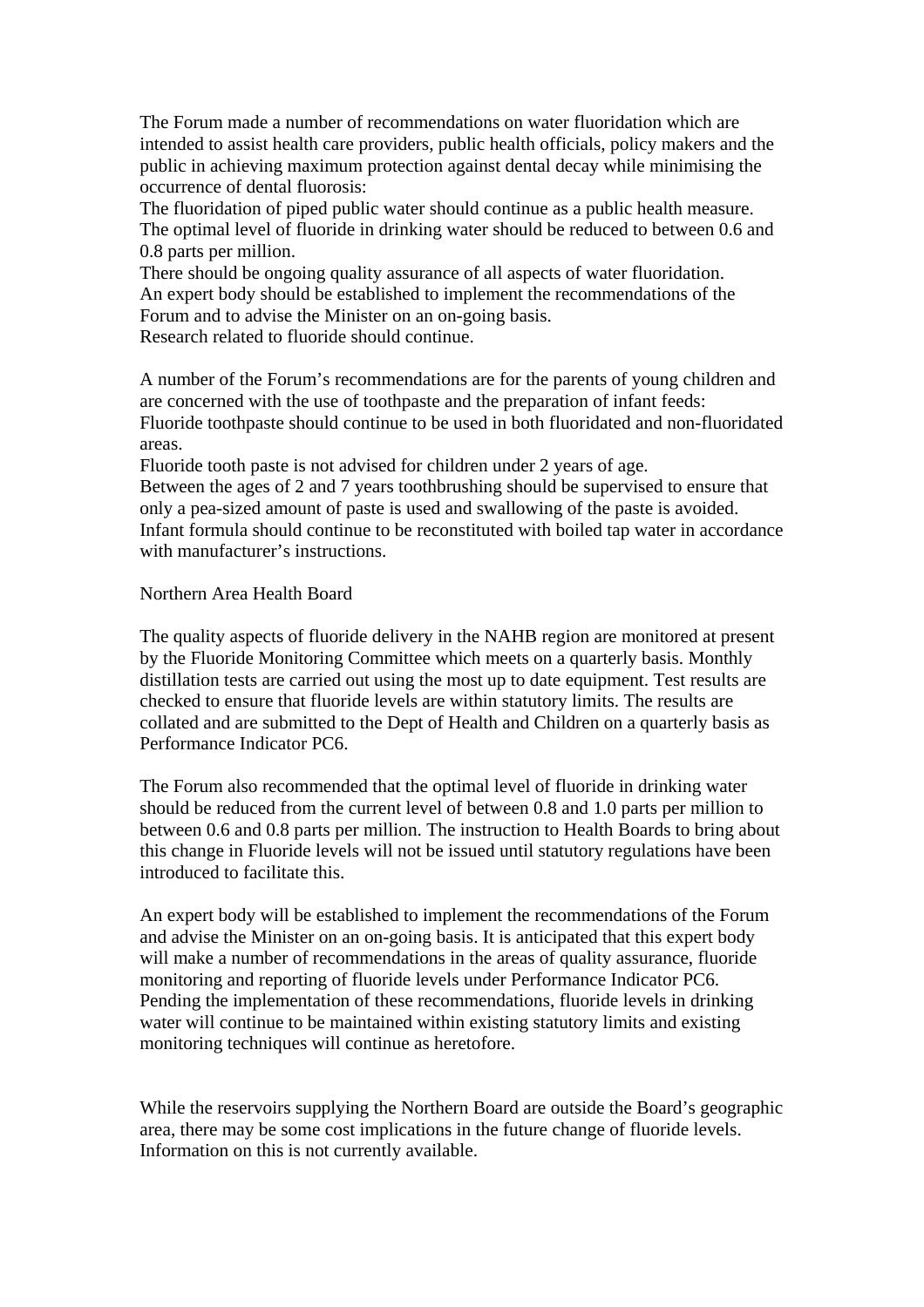The Forum made a number of recommendations on water fluoridation which are intended to assist health care providers, public health officials, policy makers and the public in achieving maximum protection against dental decay while minimising the occurrence of dental fluorosis:

The fluoridation of piped public water should continue as a public health measure.
The optimal level of fluoride in drinking water should be reduced to between 0.6 and 0.8 parts per million.
There should be ongoing quality assurance of all aspects of water fluoridation.
An expert body should be established to implement the recommendations of the Forum and to advise the Minister on an on-going basis.
Research related to fluoride should continue.

A number of the Forum's recommendations are for the parents of young children and are concerned with the use of toothpaste and the preparation of infant feeds:

Fluoride toothpaste should continue to be used in both fluoridated and non-fluoridated areas.
Fluoride tooth paste is not advised for children under 2 years of age.
Between the ages of 2 and 7 years toothbrushing should be supervised to ensure that only a pea-sized amount of paste is used and swallowing of the paste is avoided.
Infant formula should continue to be reconstituted with boiled tap water in accordance with manufacturer's instructions.

Northern Area Health Board

The quality aspects of fluoride delivery in the NAHB region are monitored at present by the Fluoride Monitoring Committee which meets on a quarterly basis. Monthly distillation tests are carried out using the most up to date equipment. Test results are checked to ensure that fluoride levels are within statutory limits. The results are collated and are submitted to the Dept of Health and Children on a quarterly basis as Performance Indicator PC6.

The Forum also recommended that the optimal level of fluoride in drinking water should be reduced from the current level of between 0.8 and 1.0 parts per million to between 0.6 and 0.8 parts per million. The instruction to Health Boards to bring about this change in Fluoride levels will not be issued until statutory regulations have been introduced to facilitate this.

An expert body will be established to implement the recommendations of the Forum and advise the Minister on an on-going basis. It is anticipated that this expert body will make a number of recommendations in the areas of quality assurance, fluoride monitoring and reporting of fluoride levels under Performance Indicator PC6. Pending the implementation of these recommendations, fluoride levels in drinking water will continue to be maintained within existing statutory limits and existing monitoring techniques will continue as heretofore.

While the reservoirs supplying the Northern Board are outside the Board's geographic area, there may be some cost implications in the future change of fluoride levels. Information on this is not currently available.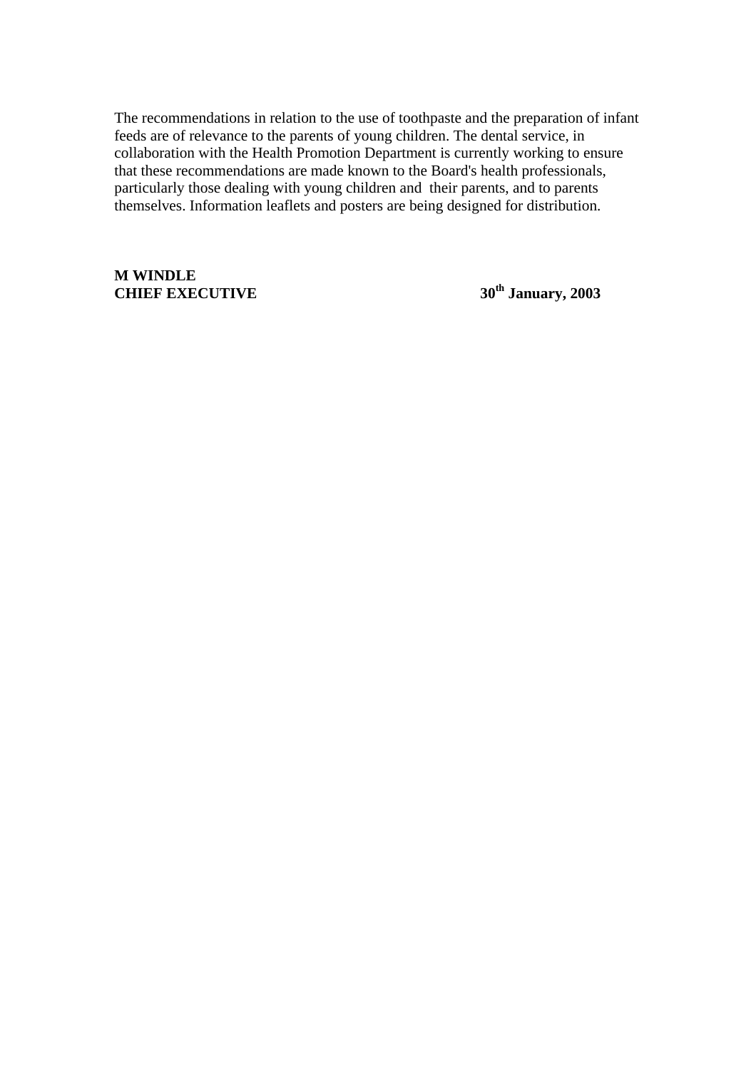The recommendations in relation to the use of toothpaste and the preparation of infant feeds are of relevance to the parents of young children. The dental service, in collaboration with the Health Promotion Department is currently working to ensure that these recommendations are made known to the Board's health professionals, particularly those dealing with young children and their parents, and to parents themselves. Information leaflets and posters are being designed for distribution.

**M WINDLE**
**CHIEF EXECUTIVE** **30th January, 2003**